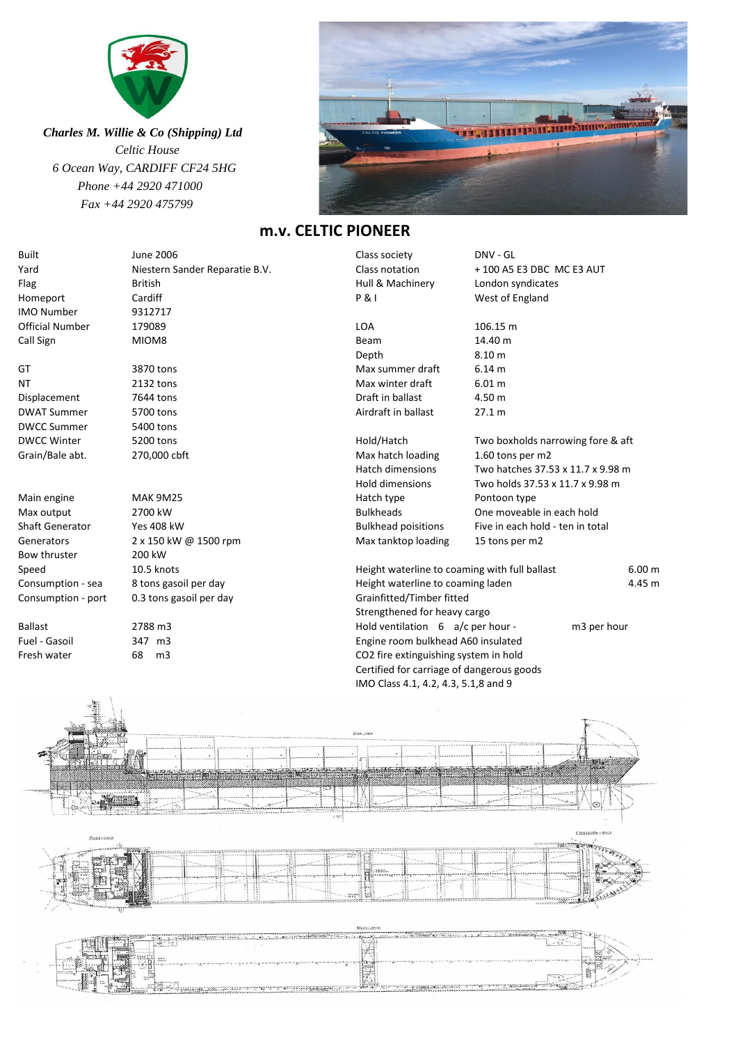*Charles M. Willie & Co (Shipping) Ltd*
*Celtic House*
*6 Ocean Way, CARDIFF CF24 5HG*
*Phone +44 2920 471000*
*Fax +44 2920 475799*

# m.v. CELTIC PIONEER

| | |
|---|---|
| Built | June 2006 |
| Yard | Niestern Sander Reparatie B.V. |
| Flag | British |
| Homeport | Cardiff |
| IMO Number | 9312717 |
| Official Number | 179089 |
| Call Sign | MIOM8 |
| | |
| GT | 3870 tons |
| NT | 2132 tons |
| Displacement | 7644 tons |
| DWAT Summer | 5700 tons |
| DWCC Summer | 5400 tons |
| DWCC Winter | 5200 tons |
| Grain/Bale abt. | 270,000 cbft |
| | |
| Main engine | MAK 9M25 |
| Max output | 2700 kW |
| Shaft Generator | Yes 408 kW |
| Generators | 2 x 150 kW @ 1500 rpm |
| Bow thruster | 200 kW |
| Speed | 10.5 knots |
| Consumption - sea | 8 tons gasoil per day |
| Consumption - port | 0.3 tons gasoil per day |
| | |
| Ballast | 2788 m3 |
| Fuel - Gasoil | 347 m3 |
| Fresh water | 68 m3 |

| | |
|---|---|
| Class society | DNV - GL |
| Class notation | + 100 A5 E3 DBC MC E3 AUT |
| Hull & Machinery | London syndicates |
| P & I | West of England |
| | |
| LOA | 106.15 m |
| Beam | 14.40 m |
| Depth | 8.10 m |
| Max summer draft | 6.14 m |
| Max winter draft | 6.01 m |
| Draft in ballast | 4.50 m |
| Airdraft in ballast | 27.1 m |
| | |
| Hold/Hatch | Two boxholds narrowing fore & aft |
| Max hatch loading | 1.60 tons per m2 |
| Hatch dimensions | Two hatches 37.53 x 11.7 x 9.98 m |
| Hold dimensions | Two holds 37.53 x 11.7 x 9.98 m |
| Hatch type | Pontoon type |
| Bulkheads | One moveable in each hold |
| Bulkhead poisitions | Five in each hold - ten in total |
| Max tanktop loading | 15 tons per m2 |

| | |
|---|---|
| Height waterline to coaming with full ballast | 6.00 m |
| Height waterline to coaming laden | 4.45 m |

Grainfitted/Timber fitted
Strengthened for heavy cargo
Hold ventilation 6 a/c per hour - m3 per hour
Engine room bulkhead A60 insulated
CO2 fire extinguishing system in hold
Certified for carriage of dangerous goods
IMO Class 4.1, 4.2, 4.3, 5.1,8 and 9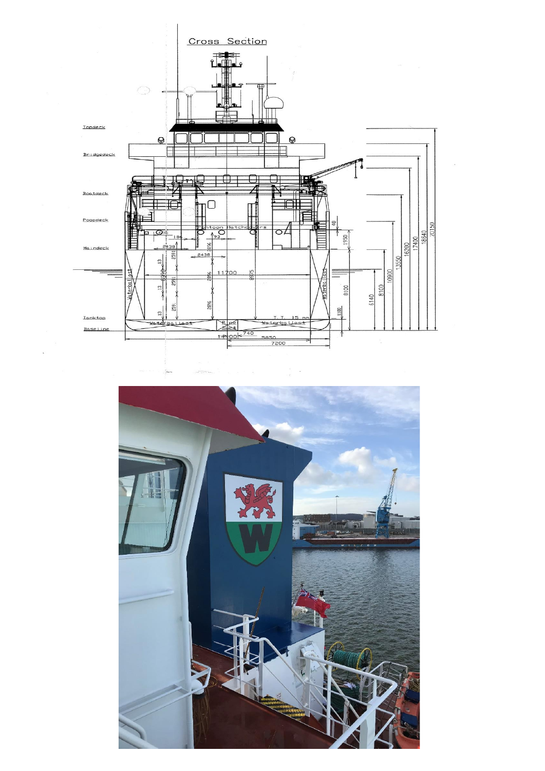## Cross Section

Topdeck

Bridgedeck

Boatdeck

Poopdeck

Maindeck

Tanktop

Base Line

Pontoon Hatchcovers

Waterballast

Waterballast

Waterballast

Waterballast

Pipe tunnel

T.T. 15 mm

11700

14400

740

5850

7200

2438

2438

186

193

2591

2591

2591

2896

2896

2896

8975

13

13

13

40

1950

8100

1100

6140

8100

10900

13550

16200

17400

18640

20150